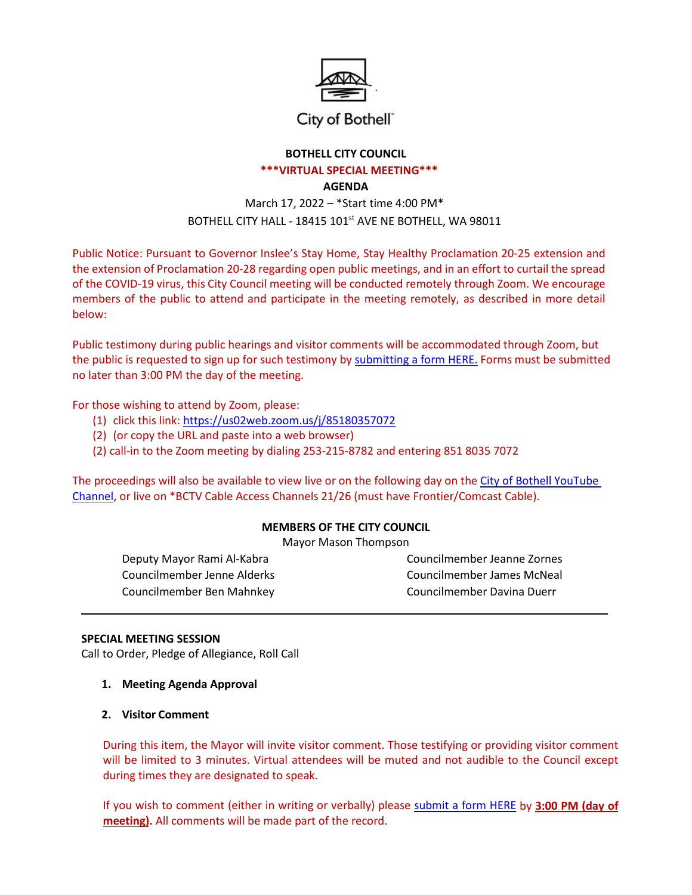City of Bothell™

# BOTHELL CITY COUNCIL

## ***VIRTUAL SPECIAL MEETING***

## AGENDA

March 17, 2022 – *Start time 4:00 PM*

BOTHELL CITY HALL - 18415 101st AVE NE BOTHELL, WA 98011

Public Notice: Pursuant to Governor Inslee's Stay Home, Stay Healthy Proclamation 20-25 extension and the extension of Proclamation 20-28 regarding open public meetings, and in an effort to curtail the spread of the COVID-19 virus, this City Council meeting will be conducted remotely through Zoom. We encourage members of the public to attend and participate in the meeting remotely, as described in more detail below:

Public testimony during public hearings and visitor comments will be accommodated through Zoom, but the public is requested to sign up for such testimony by submitting a form HERE. Forms must be submitted no later than 3:00 PM the day of the meeting.

For those wishing to attend by Zoom, please:

(1) click this link: https://us02web.zoom.us/j/85180357072
(2) (or copy the URL and paste into a web browser)
(2) call-in to the Zoom meeting by dialing 253-215-8782 and entering 851 8035 7072

The proceedings will also be available to view live or on the following day on the City of Bothell YouTube Channel, or live on *BCTV Cable Access Channels 21/26 (must have Frontier/Comcast Cable).

### MEMBERS OF THE CITY COUNCIL

Mayor Mason Thompson

Deputy Mayor Rami Al-Kabra
Councilmember Jenne Alderks
Councilmember Ben Mahnkey
Councilmember Jeanne Zornes
Councilmember James McNeal
Councilmember Davina Duerr

---

### SPECIAL MEETING SESSION

Call to Order, Pledge of Allegiance, Roll Call

1. **Meeting Agenda Approval**

2. **Visitor Comment**

   During this item, the Mayor will invite visitor comment. Those testifying or providing visitor comment will be limited to 3 minutes. Virtual attendees will be muted and not audible to the Council except during times they are designated to speak.

   If you wish to comment (either in writing or verbally) please submit a form HERE by **3:00 PM (day of meeting).** All comments will be made part of the record.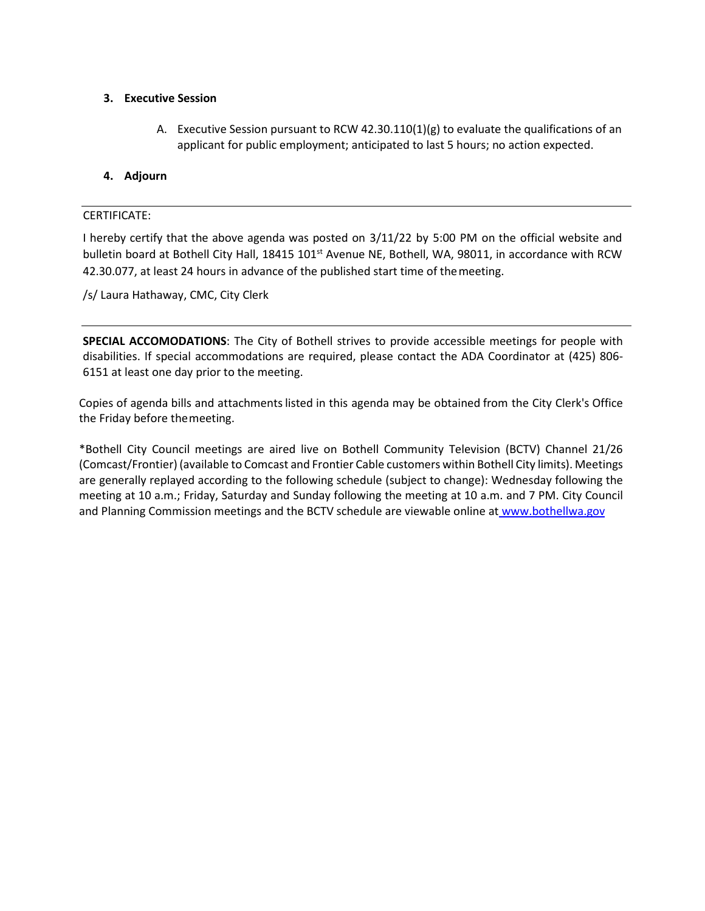**3. Executive Session**

A. Executive Session pursuant to RCW 42.30.110(1)(g) to evaluate the qualifications of an applicant for public employment; anticipated to last 5 hours; no action expected.

**4. Adjourn**

---

CERTIFICATE:

I hereby certify that the above agenda was posted on 3/11/22 by 5:00 PM on the official website and bulletin board at Bothell City Hall, 18415 101st Avenue NE, Bothell, WA, 98011, in accordance with RCW 42.30.077, at least 24 hours in advance of the published start time of the meeting.

/s/ Laura Hathaway, CMC, City Clerk

---

**SPECIAL ACCOMODATIONS**: The City of Bothell strives to provide accessible meetings for people with disabilities. If special accommodations are required, please contact the ADA Coordinator at (425) 806-6151 at least one day prior to the meeting.

Copies of agenda bills and attachments listed in this agenda may be obtained from the City Clerk's Office the Friday before the meeting.

*Bothell City Council meetings are aired live on Bothell Community Television (BCTV) Channel 21/26 (Comcast/Frontier) (available to Comcast and Frontier Cable customers within Bothell City limits). Meetings are generally replayed according to the following schedule (subject to change): Wednesday following the meeting at 10 a.m.; Friday, Saturday and Sunday following the meeting at 10 a.m. and 7 PM. City Council and Planning Commission meetings and the BCTV schedule are viewable online at www.bothellwa.gov